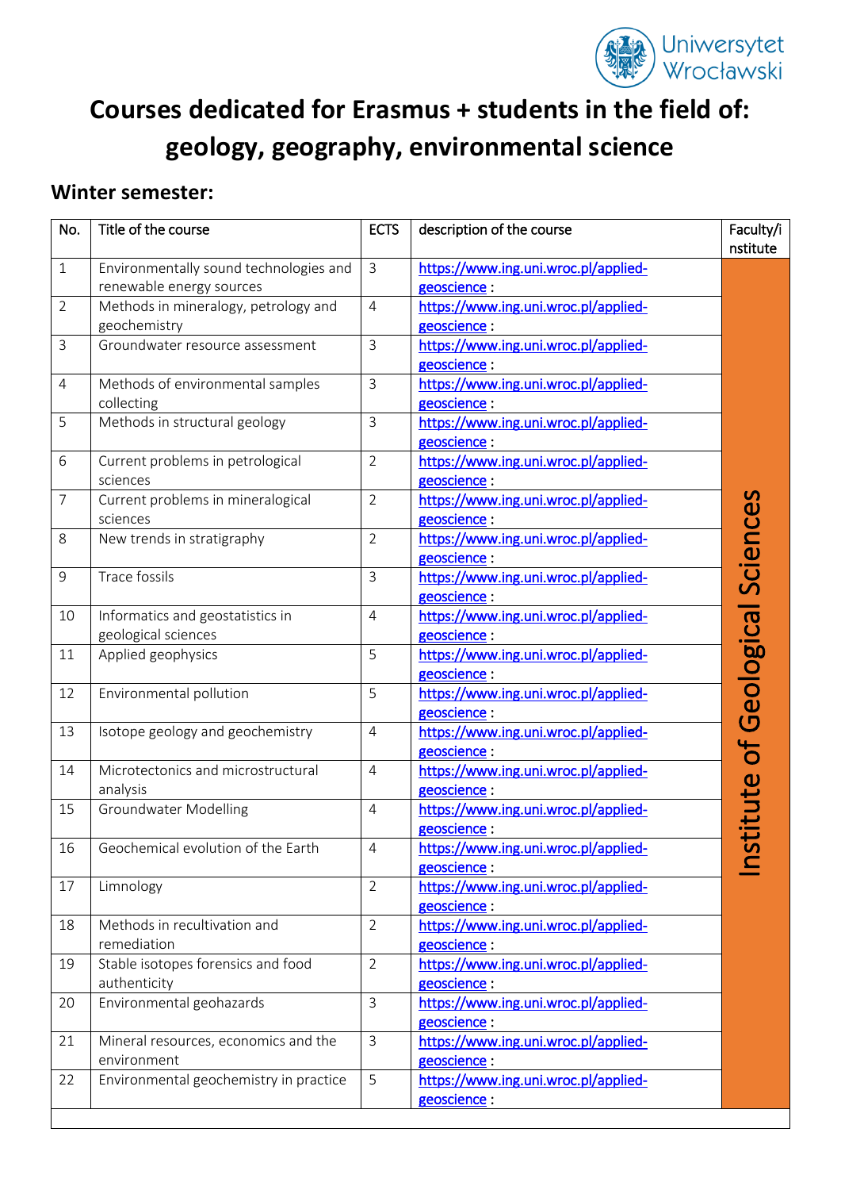# Courses dedicated for Erasmus + students in the field of: geology, geography, environmental science

## Winter semester:

| No. | Title of the course | ECTS | description of the course | Faculty/institute |
|---|---|---|---|---|
| 1 | Environmentally sound technologies and renewable energy sources | 3 | https://www.ing.uni.wroc.pl/applied-geoscience : | Institute of Geological Sciences |
| 2 | Methods in mineralogy, petrology and geochemistry | 4 | https://www.ing.uni.wroc.pl/applied-geoscience : | |
| 3 | Groundwater resource assessment | 3 | https://www.ing.uni.wroc.pl/applied-geoscience : | |
| 4 | Methods of environmental samples collecting | 3 | https://www.ing.uni.wroc.pl/applied-geoscience : | |
| 5 | Methods in structural geology | 3 | https://www.ing.uni.wroc.pl/applied-geoscience : | |
| 6 | Current problems in petrological sciences | 2 | https://www.ing.uni.wroc.pl/applied-geoscience : | |
| 7 | Current problems in mineralogical sciences | 2 | https://www.ing.uni.wroc.pl/applied-geoscience : | |
| 8 | New trends in stratigraphy | 2 | https://www.ing.uni.wroc.pl/applied-geoscience : | |
| 9 | Trace fossils | 3 | https://www.ing.uni.wroc.pl/applied-geoscience : | |
| 10 | Informatics and geostatistics in geological sciences | 4 | https://www.ing.uni.wroc.pl/applied-geoscience : | |
| 11 | Applied geophysics | 5 | https://www.ing.uni.wroc.pl/applied-geoscience : | |
| 12 | Environmental pollution | 5 | https://www.ing.uni.wroc.pl/applied-geoscience : | |
| 13 | Isotope geology and geochemistry | 4 | https://www.ing.uni.wroc.pl/applied-geoscience : | |
| 14 | Microtectonics and microstructural analysis | 4 | https://www.ing.uni.wroc.pl/applied-geoscience : | |
| 15 | Groundwater Modelling | 4 | https://www.ing.uni.wroc.pl/applied-geoscience : | |
| 16 | Geochemical evolution of the Earth | 4 | https://www.ing.uni.wroc.pl/applied-geoscience : | |
| 17 | Limnology | 2 | https://www.ing.uni.wroc.pl/applied-geoscience : | |
| 18 | Methods in recultivation and remediation | 2 | https://www.ing.uni.wroc.pl/applied-geoscience : | |
| 19 | Stable isotopes forensics and food authenticity | 2 | https://www.ing.uni.wroc.pl/applied-geoscience : | |
| 20 | Environmental geohazards | 3 | https://www.ing.uni.wroc.pl/applied-geoscience : | |
| 21 | Mineral resources, economics and the environment | 3 | https://www.ing.uni.wroc.pl/applied-geoscience : | |
| 22 | Environmental geochemistry in practice | 5 | https://www.ing.uni.wroc.pl/applied-geoscience : | |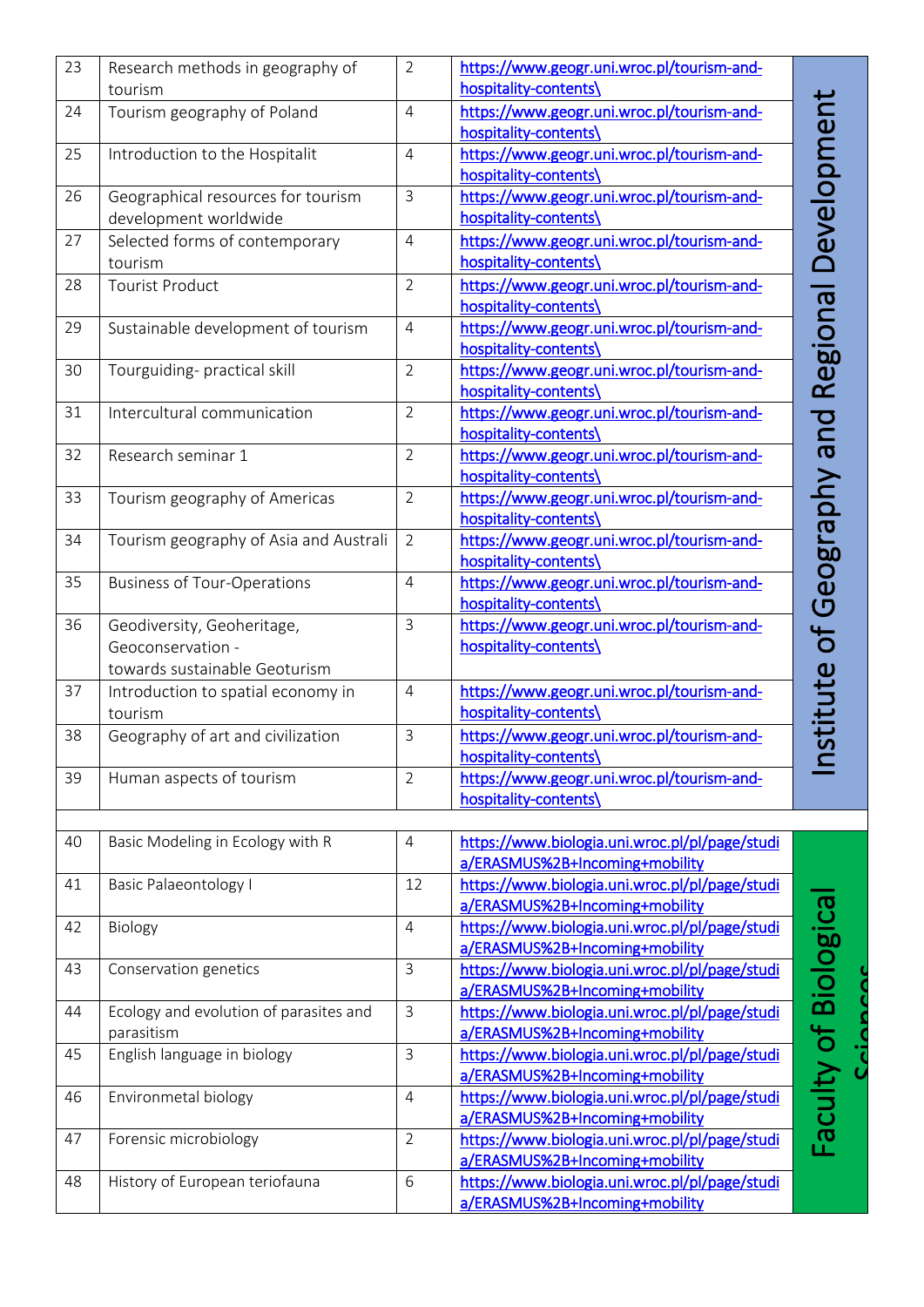| | | | | |
|---|---|---|---|---|
| 23 | Research methods in geography of tourism | 2 | https://www.geogr.uni.wroc.pl/tourism-and-hospitality-contents\ | Institute of Geography and Regional Development |
| 24 | Tourism geography of Poland | 4 | https://www.geogr.uni.wroc.pl/tourism-and-hospitality-contents\ | |
| 25 | Introduction to the Hospitalit | 4 | https://www.geogr.uni.wroc.pl/tourism-and-hospitality-contents\ | |
| 26 | Geographical resources for tourism development worldwide | 3 | https://www.geogr.uni.wroc.pl/tourism-and-hospitality-contents\ | |
| 27 | Selected forms of contemporary tourism | 4 | https://www.geogr.uni.wroc.pl/tourism-and-hospitality-contents\ | |
| 28 | Tourist Product | 2 | https://www.geogr.uni.wroc.pl/tourism-and-hospitality-contents\ | |
| 29 | Sustainable development of tourism | 4 | https://www.geogr.uni.wroc.pl/tourism-and-hospitality-contents\ | |
| 30 | Tourguiding- practical skill | 2 | https://www.geogr.uni.wroc.pl/tourism-and-hospitality-contents\ | |
| 31 | Intercultural communication | 2 | https://www.geogr.uni.wroc.pl/tourism-and-hospitality-contents\ | |
| 32 | Research seminar 1 | 2 | https://www.geogr.uni.wroc.pl/tourism-and-hospitality-contents\ | |
| 33 | Tourism geography of Americas | 2 | https://www.geogr.uni.wroc.pl/tourism-and-hospitality-contents\ | |
| 34 | Tourism geography of Asia and Australi | 2 | https://www.geogr.uni.wroc.pl/tourism-and-hospitality-contents\ | |
| 35 | Business of Tour-Operations | 4 | https://www.geogr.uni.wroc.pl/tourism-and-hospitality-contents\ | |
| 36 | Geodiversity, Geoheritage, Geoconservation - towards sustainable Geoturism | 3 | https://www.geogr.uni.wroc.pl/tourism-and-hospitality-contents\ | |
| 37 | Introduction to spatial economy in tourism | 4 | https://www.geogr.uni.wroc.pl/tourism-and-hospitality-contents\ | |
| 38 | Geography of art and civilization | 3 | https://www.geogr.uni.wroc.pl/tourism-and-hospitality-contents\ | |
| 39 | Human aspects of tourism | 2 | https://www.geogr.uni.wroc.pl/tourism-and-hospitality-contents\ | |
| | | | | |
| 40 | Basic Modeling in Ecology with R | 4 | https://www.biologia.uni.wroc.pl/pl/page/studia/ERASMUS%2B+Incoming+mobility | Faculty of Biological Sciences |
| 41 | Basic Palaeontology I | 12 | https://www.biologia.uni.wroc.pl/pl/page/studia/ERASMUS%2B+Incoming+mobility | |
| 42 | Biology | 4 | https://www.biologia.uni.wroc.pl/pl/page/studia/ERASMUS%2B+Incoming+mobility | |
| 43 | Conservation genetics | 3 | https://www.biologia.uni.wroc.pl/pl/page/studia/ERASMUS%2B+Incoming+mobility | |
| 44 | Ecology and evolution of parasites and parasitism | 3 | https://www.biologia.uni.wroc.pl/pl/page/studia/ERASMUS%2B+Incoming+mobility | |
| 45 | English language in biology | 3 | https://www.biologia.uni.wroc.pl/pl/page/studia/ERASMUS%2B+Incoming+mobility | |
| 46 | Environmetal biology | 4 | https://www.biologia.uni.wroc.pl/pl/page/studia/ERASMUS%2B+Incoming+mobility | |
| 47 | Forensic microbiology | 2 | https://www.biologia.uni.wroc.pl/pl/page/studia/ERASMUS%2B+Incoming+mobility | |
| 48 | History of European teriofauna | 6 | https://www.biologia.uni.wroc.pl/pl/page/studia/ERASMUS%2B+Incoming+mobility | |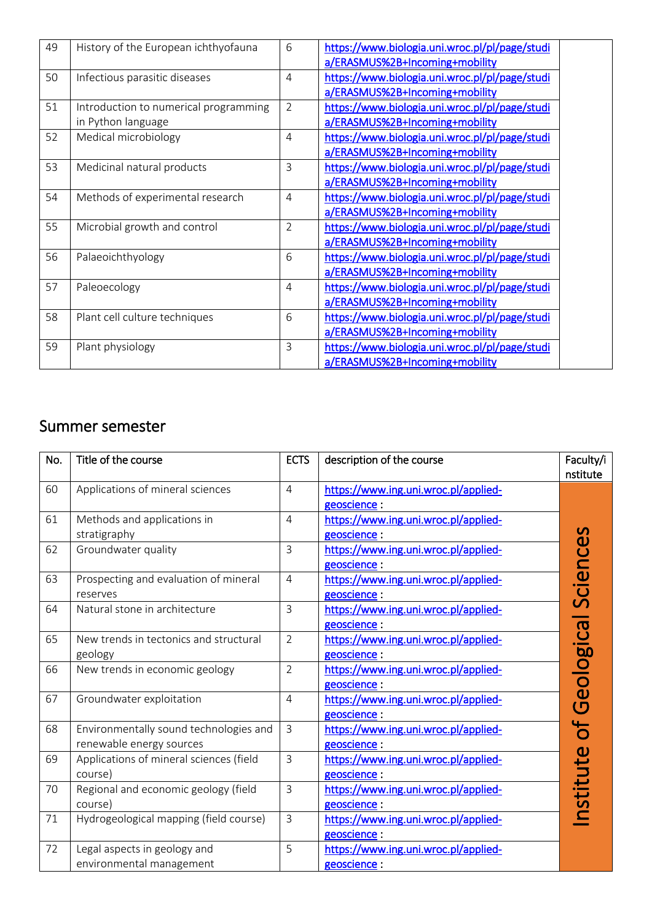| 49 | History of the European ichthyofauna | 6 | https://www.biologia.uni.wroc.pl/pl/page/studia/ERASMUS%2B+Incoming+mobility | |
|---|---|---|---|---|
| 50 | Infectious parasitic diseases | 4 | https://www.biologia.uni.wroc.pl/pl/page/studia/ERASMUS%2B+Incoming+mobility | |
| 51 | Introduction to numerical programming in Python language | 2 | https://www.biologia.uni.wroc.pl/pl/page/studia/ERASMUS%2B+Incoming+mobility | |
| 52 | Medical microbiology | 4 | https://www.biologia.uni.wroc.pl/pl/page/studia/ERASMUS%2B+Incoming+mobility | |
| 53 | Medicinal natural products | 3 | https://www.biologia.uni.wroc.pl/pl/page/studia/ERASMUS%2B+Incoming+mobility | |
| 54 | Methods of experimental research | 4 | https://www.biologia.uni.wroc.pl/pl/page/studia/ERASMUS%2B+Incoming+mobility | |
| 55 | Microbial growth and control | 2 | https://www.biologia.uni.wroc.pl/pl/page/studia/ERASMUS%2B+Incoming+mobility | |
| 56 | Palaeoichthyology | 6 | https://www.biologia.uni.wroc.pl/pl/page/studia/ERASMUS%2B+Incoming+mobility | |
| 57 | Paleoecology | 4 | https://www.biologia.uni.wroc.pl/pl/page/studia/ERASMUS%2B+Incoming+mobility | |
| 58 | Plant cell culture techniques | 6 | https://www.biologia.uni.wroc.pl/pl/page/studia/ERASMUS%2B+Incoming+mobility | |
| 59 | Plant physiology | 3 | https://www.biologia.uni.wroc.pl/pl/page/studia/ERASMUS%2B+Incoming+mobility | |

## Summer semester

| No. | Title of the course | ECTS | description of the course | Faculty/institute |
|---|---|---|---|---|
| 60 | Applications of mineral sciences | 4 | https://www.ing.uni.wroc.pl/applied-geoscience : | Institute of Geological Sciences |
| 61 | Methods and applications in stratigraphy | 4 | https://www.ing.uni.wroc.pl/applied-geoscience : | Institute of Geological Sciences |
| 62 | Groundwater quality | 3 | https://www.ing.uni.wroc.pl/applied-geoscience : | Institute of Geological Sciences |
| 63 | Prospecting and evaluation of mineral reserves | 4 | https://www.ing.uni.wroc.pl/applied-geoscience : | Institute of Geological Sciences |
| 64 | Natural stone in architecture | 3 | https://www.ing.uni.wroc.pl/applied-geoscience : | Institute of Geological Sciences |
| 65 | New trends in tectonics and structural geology | 2 | https://www.ing.uni.wroc.pl/applied-geoscience : | Institute of Geological Sciences |
| 66 | New trends in economic geology | 2 | https://www.ing.uni.wroc.pl/applied-geoscience : | Institute of Geological Sciences |
| 67 | Groundwater exploitation | 4 | https://www.ing.uni.wroc.pl/applied-geoscience : | Institute of Geological Sciences |
| 68 | Environmentally sound technologies and renewable energy sources | 3 | https://www.ing.uni.wroc.pl/applied-geoscience : | Institute of Geological Sciences |
| 69 | Applications of mineral sciences (field course) | 3 | https://www.ing.uni.wroc.pl/applied-geoscience : | Institute of Geological Sciences |
| 70 | Regional and economic geology (field course) | 3 | https://www.ing.uni.wroc.pl/applied-geoscience : | Institute of Geological Sciences |
| 71 | Hydrogeological mapping (field course) | 3 | https://www.ing.uni.wroc.pl/applied-geoscience : | Institute of Geological Sciences |
| 72 | Legal aspects in geology and environmental management | 5 | https://www.ing.uni.wroc.pl/applied-geoscience : | Institute of Geological Sciences |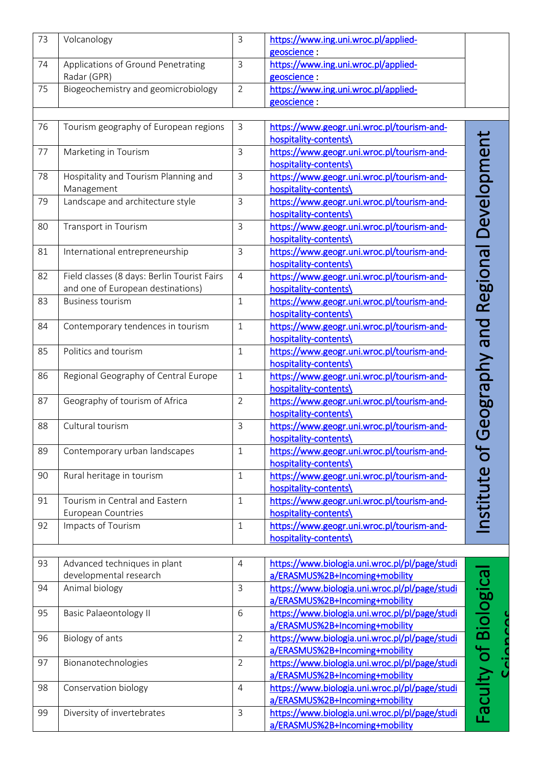| | | | | |
|---|---|---|---|---|
| 73 | Volcanology | 3 | https://www.ing.uni.wroc.pl/applied-geoscience : | |
| 74 | Applications of Ground Penetrating Radar (GPR) | 3 | https://www.ing.uni.wroc.pl/applied-geoscience : | |
| 75 | Biogeochemistry and geomicrobiology | 2 | https://www.ing.uni.wroc.pl/applied-geoscience : | |
| | | | | |
| 76 | Tourism geography of European regions | 3 | https://www.geogr.uni.wroc.pl/tourism-and-hospitality-contents\ | Institute of Geography and Regional Development |
| 77 | Marketing in Tourism | 3 | https://www.geogr.uni.wroc.pl/tourism-and-hospitality-contents\ | |
| 78 | Hospitality and Tourism Planning and Management | 3 | https://www.geogr.uni.wroc.pl/tourism-and-hospitality-contents\ | |
| 79 | Landscape and architecture style | 3 | https://www.geogr.uni.wroc.pl/tourism-and-hospitality-contents\ | |
| 80 | Transport in Tourism | 3 | https://www.geogr.uni.wroc.pl/tourism-and-hospitality-contents\ | |
| 81 | International entrepreneurship | 3 | https://www.geogr.uni.wroc.pl/tourism-and-hospitality-contents\ | |
| 82 | Field classes (8 days: Berlin Tourist Fairs and one of European destinations) | 4 | https://www.geogr.uni.wroc.pl/tourism-and-hospitality-contents\ | |
| 83 | Business tourism | 1 | https://www.geogr.uni.wroc.pl/tourism-and-hospitality-contents\ | |
| 84 | Contemporary tendences in tourism | 1 | https://www.geogr.uni.wroc.pl/tourism-and-hospitality-contents\ | |
| 85 | Politics and tourism | 1 | https://www.geogr.uni.wroc.pl/tourism-and-hospitality-contents\ | |
| 86 | Regional Geography of Central Europe | 1 | https://www.geogr.uni.wroc.pl/tourism-and-hospitality-contents\ | |
| 87 | Geography of tourism of Africa | 2 | https://www.geogr.uni.wroc.pl/tourism-and-hospitality-contents\ | |
| 88 | Cultural tourism | 3 | https://www.geogr.uni.wroc.pl/tourism-and-hospitality-contents\ | |
| 89 | Contemporary urban landscapes | 1 | https://www.geogr.uni.wroc.pl/tourism-and-hospitality-contents\ | |
| 90 | Rural heritage in tourism | 1 | https://www.geogr.uni.wroc.pl/tourism-and-hospitality-contents\ | |
| 91 | Tourism in Central and Eastern European Countries | 1 | https://www.geogr.uni.wroc.pl/tourism-and-hospitality-contents\ | |
| 92 | Impacts of Tourism | 1 | https://www.geogr.uni.wroc.pl/tourism-and-hospitality-contents\ | |
| | | | | |
| 93 | Advanced techniques in plant developmental research | 4 | https://www.biologia.uni.wroc.pl/pl/page/studia/ERASMUS%2B+Incoming+mobility | Faculty of Biological Sciences |
| 94 | Animal biology | 3 | https://www.biologia.uni.wroc.pl/pl/page/studia/ERASMUS%2B+Incoming+mobility | |
| 95 | Basic Palaeontology II | 6 | https://www.biologia.uni.wroc.pl/pl/page/studia/ERASMUS%2B+Incoming+mobility | |
| 96 | Biology of ants | 2 | https://www.biologia.uni.wroc.pl/pl/page/studia/ERASMUS%2B+Incoming+mobility | |
| 97 | Bionanotechnologies | 2 | https://www.biologia.uni.wroc.pl/pl/page/studia/ERASMUS%2B+Incoming+mobility | |
| 98 | Conservation biology | 4 | https://www.biologia.uni.wroc.pl/pl/page/studia/ERASMUS%2B+Incoming+mobility | |
| 99 | Diversity of invertebrates | 3 | https://www.biologia.uni.wroc.pl/pl/page/studia/ERASMUS%2B+Incoming+mobility | |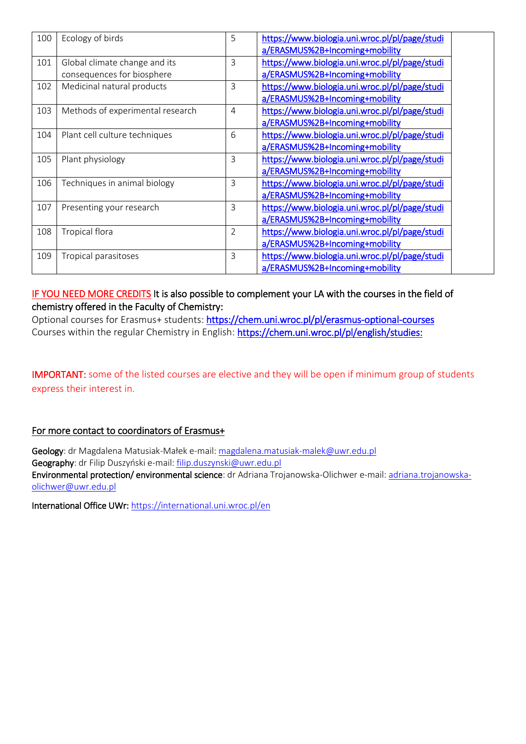| | | | | |
|---|---|---|---|---|
| 100 | Ecology of birds | 5 | https://www.biologia.uni.wroc.pl/pl/page/studia/ERASMUS%2B+Incoming+mobility | |
| 101 | Global climate change and its consequences for biosphere | 3 | https://www.biologia.uni.wroc.pl/pl/page/studia/ERASMUS%2B+Incoming+mobility | |
| 102 | Medicinal natural products | 3 | https://www.biologia.uni.wroc.pl/pl/page/studia/ERASMUS%2B+Incoming+mobility | |
| 103 | Methods of experimental research | 4 | https://www.biologia.uni.wroc.pl/pl/page/studia/ERASMUS%2B+Incoming+mobility | |
| 104 | Plant cell culture techniques | 6 | https://www.biologia.uni.wroc.pl/pl/page/studia/ERASMUS%2B+Incoming+mobility | |
| 105 | Plant physiology | 3 | https://www.biologia.uni.wroc.pl/pl/page/studia/ERASMUS%2B+Incoming+mobility | |
| 106 | Techniques in animal biology | 3 | https://www.biologia.uni.wroc.pl/pl/page/studia/ERASMUS%2B+Incoming+mobility | |
| 107 | Presenting your research | 3 | https://www.biologia.uni.wroc.pl/pl/page/studia/ERASMUS%2B+Incoming+mobility | |
| 108 | Tropical flora | 2 | https://www.biologia.uni.wroc.pl/pl/page/studia/ERASMUS%2B+Incoming+mobility | |
| 109 | Tropical parasitoses | 3 | https://www.biologia.uni.wroc.pl/pl/page/studia/ERASMUS%2B+Incoming+mobility | |

IF YOU NEED MORE CREDITS It is also possible to complement your LA with the courses in the field of chemistry offered in the Faculty of Chemistry:

Optional courses for Erasmus+ students: https://chem.uni.wroc.pl/pl/erasmus-optional-courses

Courses within the regular Chemistry in English: https://chem.uni.wroc.pl/pl/english/studies:

**IMPORTANT:** some of the listed courses are elective and they will be open if minimum group of students express their interest in.

For more contact to coordinators of Erasmus+

**Geology**: dr Magdalena Matusiak-Małek e-mail: magdalena.matusiak-malek@uwr.edu.pl

**Geography**: dr Filip Duszyński e-mail: filip.duszynski@uwr.edu.pl

**Environmental protection/ environmental science**: dr Adriana Trojanowska-Olichwer e-mail: adriana.trojanowska-olichwer@uwr.edu.pl

**International Office UWr**: https://international.uni.wroc.pl/en